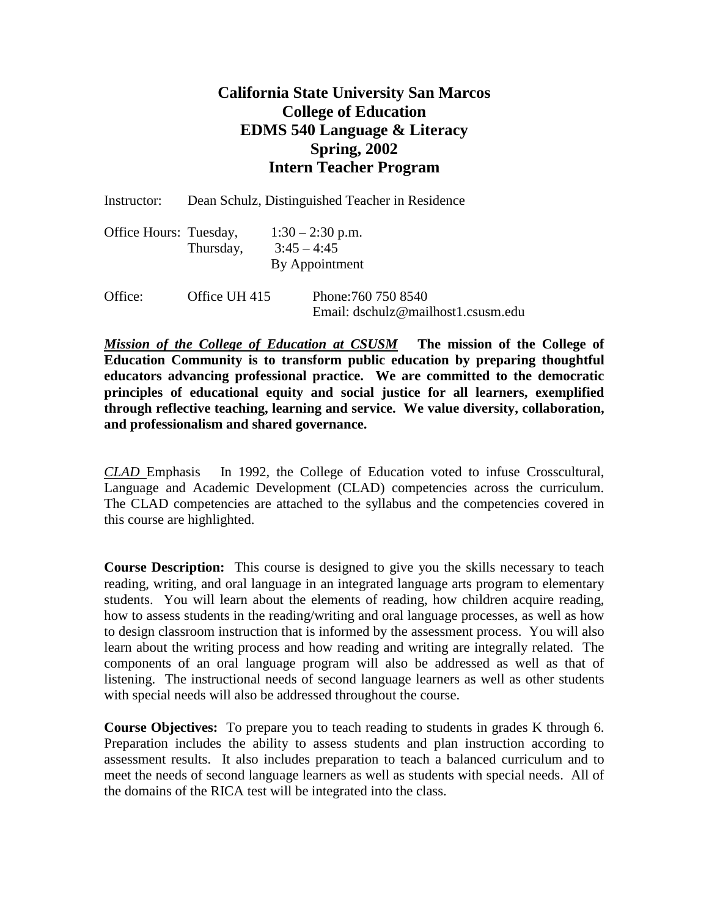# California State University San Marcos
# College of Education
# EDMS 540 Language & Literacy
# Spring, 2002
# Intern Teacher Program

Instructor: Dean Schulz, Distinguished Teacher in Residence

Office Hours: Tuesday, 1:30 – 2:30 p.m.
Thursday, 3:45 – 4:45
By Appointment

Office: Office UH 415 Phone:760 750 8540
Email: dschulz@mailhost1.csusm.edu

***Mission of the College of Education at CSUSM*** **The mission of the College of Education Community is to transform public education by preparing thoughtful educators advancing professional practice. We are committed to the democratic principles of educational equity and social justice for all learners, exemplified through reflective teaching, learning and service. We value diversity, collaboration, and professionalism and shared governance.**

*CLAD* Emphasis In 1992, the College of Education voted to infuse Crosscultural, Language and Academic Development (CLAD) competencies across the curriculum. The CLAD competencies are attached to the syllabus and the competencies covered in this course are highlighted.

**Course Description:** This course is designed to give you the skills necessary to teach reading, writing, and oral language in an integrated language arts program to elementary students. You will learn about the elements of reading, how children acquire reading, how to assess students in the reading/writing and oral language processes, as well as how to design classroom instruction that is informed by the assessment process. You will also learn about the writing process and how reading and writing are integrally related. The components of an oral language program will also be addressed as well as that of listening. The instructional needs of second language learners as well as other students with special needs will also be addressed throughout the course.

**Course Objectives:** To prepare you to teach reading to students in grades K through 6. Preparation includes the ability to assess students and plan instruction according to assessment results. It also includes preparation to teach a balanced curriculum and to meet the needs of second language learners as well as students with special needs. All of the domains of the RICA test will be integrated into the class.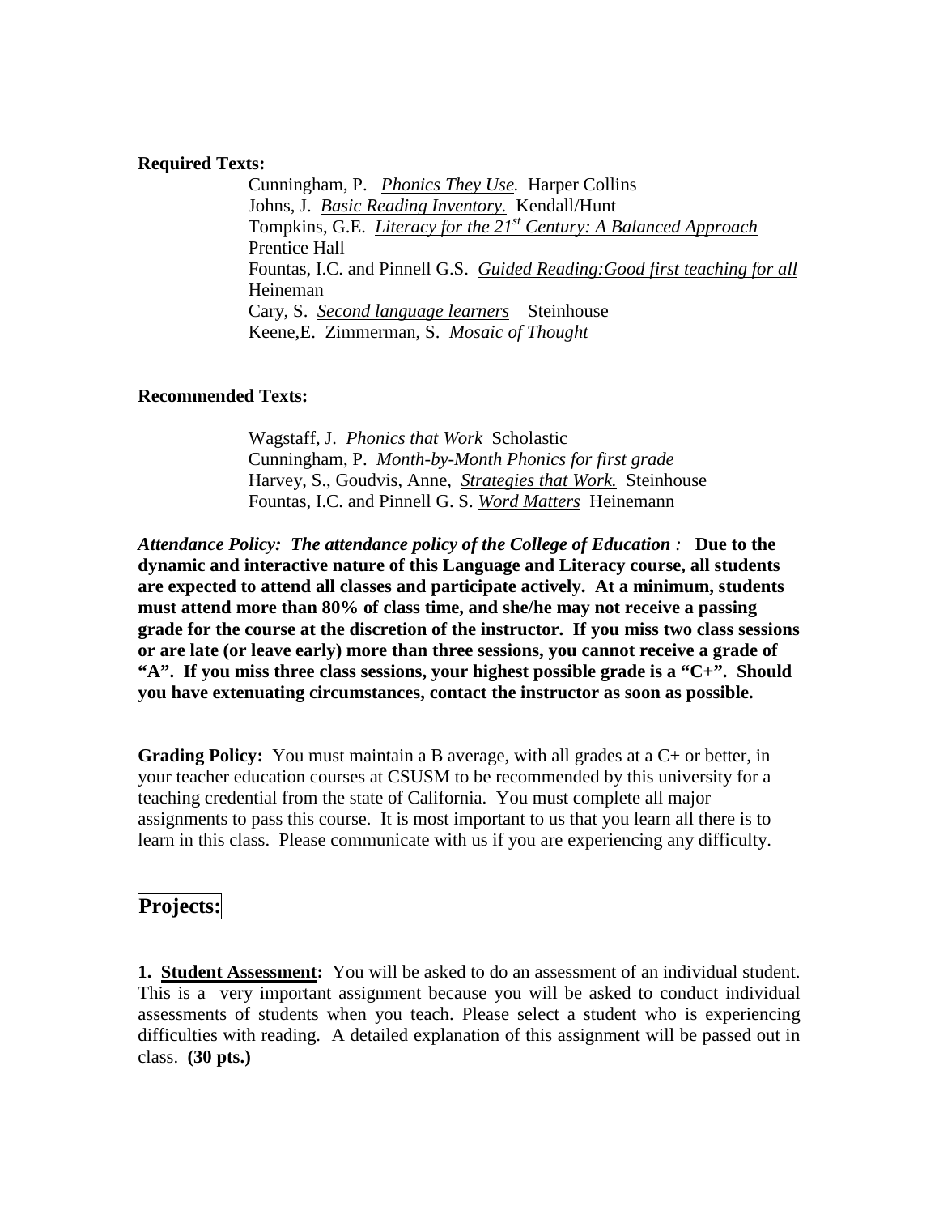**Required Texts:**

Cunningham, P. *Phonics They Use.* Harper Collins
Johns, J. *Basic Reading Inventory.* Kendall/Hunt
Tompkins, G.E. *Literacy for the 21st Century: A Balanced Approach* Prentice Hall
Fountas, I.C. and Pinnell G.S. *Guided Reading:Good first teaching for all* Heineman
Cary, S. *Second language learners* Steinhouse
Keene,E. Zimmerman, S. *Mosaic of Thought*

**Recommended Texts:**

Wagstaff, J. *Phonics that Work* Scholastic
Cunningham, P. *Month-by-Month Phonics for first grade*
Harvey, S., Goudvis, Anne, *Strategies that Work.* Steinhouse
Fountas, I.C. and Pinnell G. S. *Word Matters* Heinemann

*Attendance Policy: The attendance policy of the College of Education :* **Due to the dynamic and interactive nature of this Language and Literacy course, all students are expected to attend all classes and participate actively. At a minimum, students must attend more than 80% of class time, and she/he may not receive a passing grade for the course at the discretion of the instructor. If you miss two class sessions or are late (or leave early) more than three sessions, you cannot receive a grade of "A". If you miss three class sessions, your highest possible grade is a "C+". Should you have extenuating circumstances, contact the instructor as soon as possible.**

**Grading Policy:** You must maintain a B average, with all grades at a C+ or better, in your teacher education courses at CSUSM to be recommended by this university for a teaching credential from the state of California. You must complete all major assignments to pass this course. It is most important to us that you learn all there is to learn in this class. Please communicate with us if you are experiencing any difficulty.

## Projects:

**1. Student Assessment:** You will be asked to do an assessment of an individual student. This is a very important assignment because you will be asked to conduct individual assessments of students when you teach. Please select a student who is experiencing difficulties with reading. A detailed explanation of this assignment will be passed out in class. **(30 pts.)**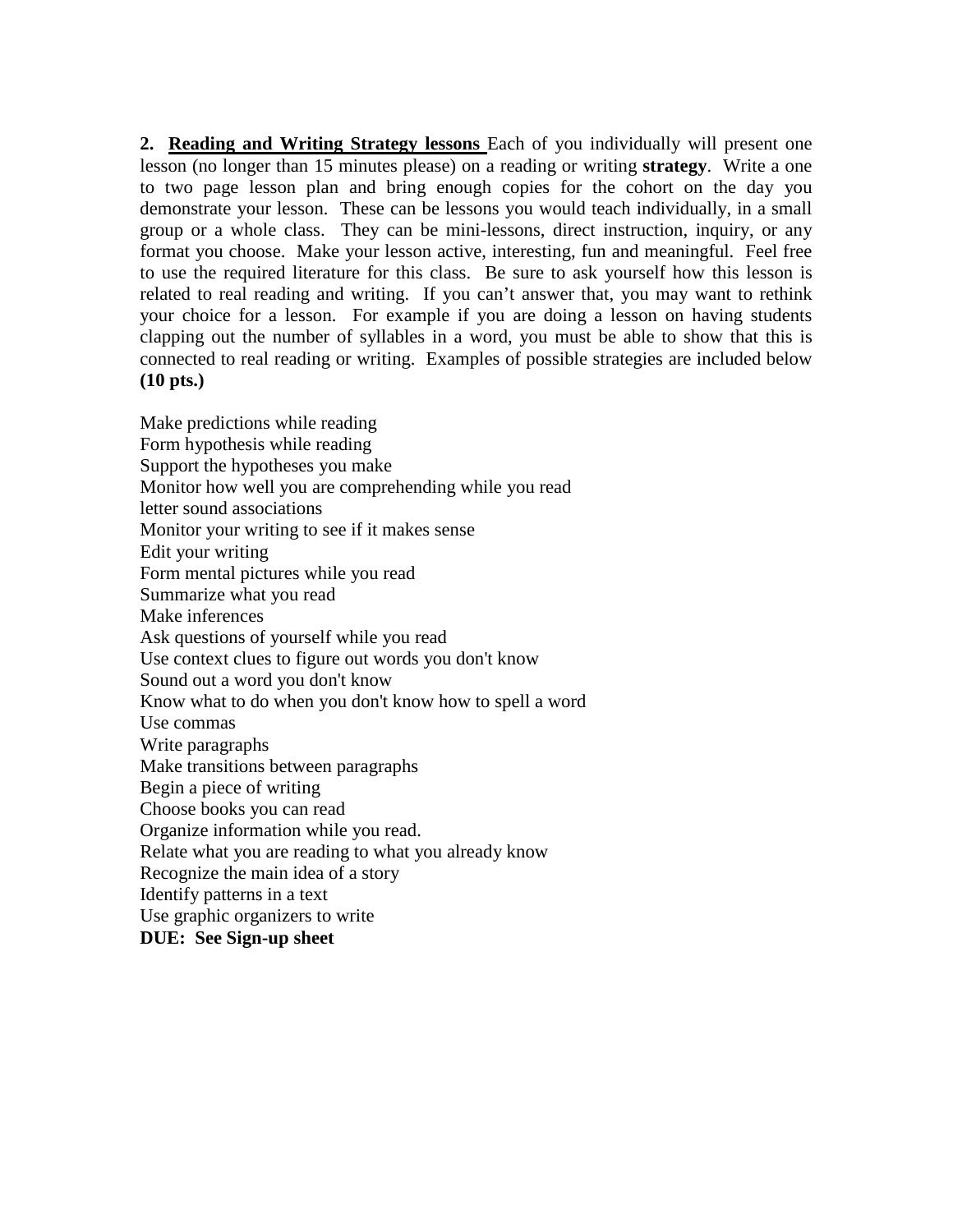**2. <u>Reading and Writing Strategy lessons</u>** Each of you individually will present one lesson (no longer than 15 minutes please) on a reading or writing **strategy**. Write a one to two page lesson plan and bring enough copies for the cohort on the day you demonstrate your lesson. These can be lessons you would teach individually, in a small group or a whole class. They can be mini-lessons, direct instruction, inquiry, or any format you choose. Make your lesson active, interesting, fun and meaningful. Feel free to use the required literature for this class. Be sure to ask yourself how this lesson is related to real reading and writing. If you can't answer that, you may want to rethink your choice for a lesson. For example if you are doing a lesson on having students clapping out the number of syllables in a word, you must be able to show that this is connected to real reading or writing. Examples of possible strategies are included below **(10 pts.)**

Make predictions while reading
Form hypothesis while reading
Support the hypotheses you make
Monitor how well you are comprehending while you read
letter sound associations
Monitor your writing to see if it makes sense
Edit your writing
Form mental pictures while you read
Summarize what you read
Make inferences
Ask questions of yourself while you read
Use context clues to figure out words you don't know
Sound out a word you don't know
Know what to do when you don't know how to spell a word
Use commas
Write paragraphs
Make transitions between paragraphs
Begin a piece of writing
Choose books you can read
Organize information while you read.
Relate what you are reading to what you already know
Recognize the main idea of a story
Identify patterns in a text
Use graphic organizers to write
**DUE: See Sign-up sheet**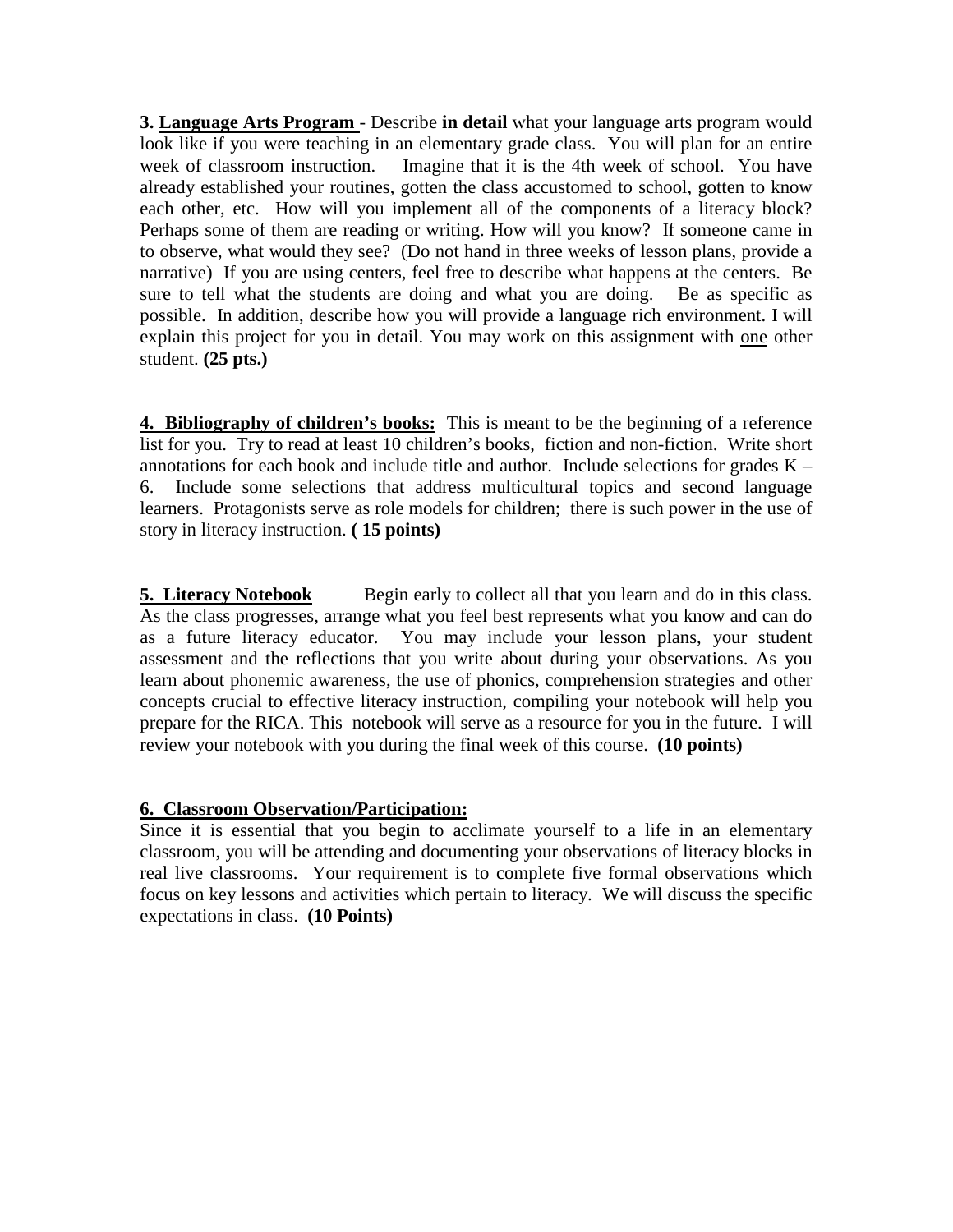**3. <u>Language Arts Program</u>** - Describe **in detail** what your language arts program would look like if you were teaching in an elementary grade class. You will plan for an entire week of classroom instruction. Imagine that it is the 4th week of school. You have already established your routines, gotten the class accustomed to school, gotten to know each other, etc. How will you implement all of the components of a literacy block? Perhaps some of them are reading or writing. How will you know? If someone came in to observe, what would they see? (Do not hand in three weeks of lesson plans, provide a narrative) If you are using centers, feel free to describe what happens at the centers. Be sure to tell what the students are doing and what you are doing. Be as specific as possible. In addition, describe how you will provide a language rich environment. I will explain this project for you in detail. You may work on this assignment with <u>one</u> other student. **(25 pts.)**

**4. <u>Bibliography of children's books:</u>** This is meant to be the beginning of a reference list for you. Try to read at least 10 children's books, fiction and non-fiction. Write short annotations for each book and include title and author. Include selections for grades K – 6. Include some selections that address multicultural topics and second language learners. Protagonists serve as role models for children; there is such power in the use of story in literacy instruction. **( 15 points)**

**5. <u>Literacy Notebook</u>** Begin early to collect all that you learn and do in this class. As the class progresses, arrange what you feel best represents what you know and can do as a future literacy educator. You may include your lesson plans, your student assessment and the reflections that you write about during your observations. As you learn about phonemic awareness, the use of phonics, comprehension strategies and other concepts crucial to effective literacy instruction, compiling your notebook will help you prepare for the RICA. This notebook will serve as a resource for you in the future. I will review your notebook with you during the final week of this course. **(10 points)**

**6. <u>Classroom Observation/Participation:</u>**
Since it is essential that you begin to acclimate yourself to a life in an elementary classroom, you will be attending and documenting your observations of literacy blocks in real live classrooms. Your requirement is to complete five formal observations which focus on key lessons and activities which pertain to literacy. We will discuss the specific expectations in class. **(10 Points)**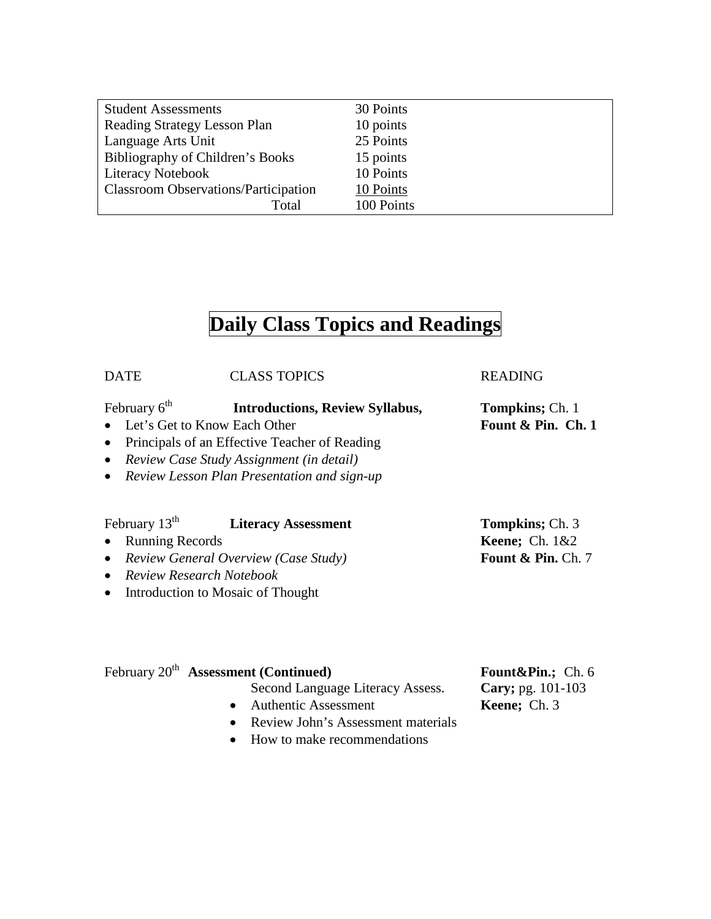| | |
|---|---|
| Student Assessments | 30 Points |
| Reading Strategy Lesson Plan | 10 points |
| Language Arts Unit | 25 Points |
| Bibliography of Children's Books | 15 points |
| Literacy Notebook | 10 Points |
| Classroom Observations/Participation | 10 Points |
| Total | 100 Points |

# Daily Class Topics and Readings

| DATE | CLASS TOPICS | READING |
|---|---|---|
| February 6th | **Introductions, Review Syllabus,** | **Tompkins;** Ch. 1 |

- Let's Get to Know Each Other — **Fount & Pin. Ch. 1**
- Principals of an Effective Teacher of Reading
- *Review Case Study Assignment (in detail)*
- *Review Lesson Plan Presentation and sign-up*

| DATE | CLASS TOPICS | READING |
|---|---|---|
| February 13th | **Literacy Assessment** | **Tompkins;** Ch. 3 |

- Running Records — **Keene;** Ch. 1&2
- *Review General Overview (Case Study)* — **Fount & Pin.** Ch. 7
- *Review Research Notebook*
- Introduction to Mosaic of Thought

| DATE | CLASS TOPICS | READING |
|---|---|---|
| February 20th | **Assessment (Continued)** | **Fount&Pin.;** Ch. 6 |

Second Language Literacy Assess. — **Cary;** pg. 101-103

- Authentic Assessment — **Keene;** Ch. 3
- Review John's Assessment materials
- How to make recommendations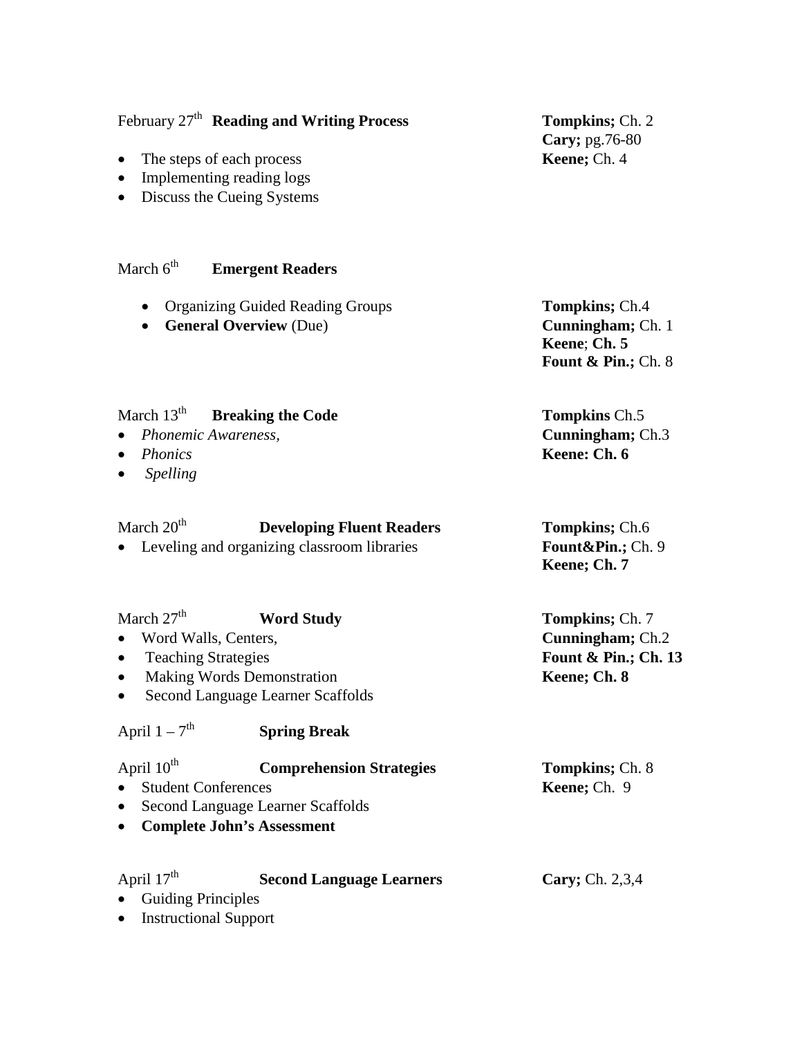February 27th **Reading and Writing Process**

- The steps of each process
- Implementing reading logs
- Discuss the Cueing Systems

**Tompkins;** Ch. 2
**Cary;** pg.76-80
**Keene;** Ch. 4

March 6th **Emergent Readers**

- Organizing Guided Reading Groups
- **General Overview** (Due)

**Tompkins;** Ch.4
**Cunningham;** Ch. 1
**Keene**; **Ch. 5**
**Fount & Pin.;** Ch. 8

March 13th **Breaking the Code**

- *Phonemic Awareness,*
- *Phonics*
- *Spelling*

**Tompkins** Ch.5
**Cunningham;** Ch.3
**Keene: Ch. 6**

March 20th **Developing Fluent Readers**

- Leveling and organizing classroom libraries

**Tompkins;** Ch.6
**Fount&Pin.;** Ch. 9
**Keene; Ch. 7**

March 27th **Word Study**

- Word Walls, Centers,
- Teaching Strategies
- Making Words Demonstration
- Second Language Learner Scaffolds

**Tompkins;** Ch. 7
**Cunningham;** Ch.2
**Fount & Pin.; Ch. 13**
**Keene; Ch. 8**

April 1 – 7th **Spring Break**

April 10th **Comprehension Strategies**

- Student Conferences
- Second Language Learner Scaffolds
- **Complete John's Assessment**

**Tompkins;** Ch. 8
**Keene;** Ch. 9

April 17th **Second Language Learners**

- Guiding Principles
- Instructional Support

**Cary;** Ch. 2,3,4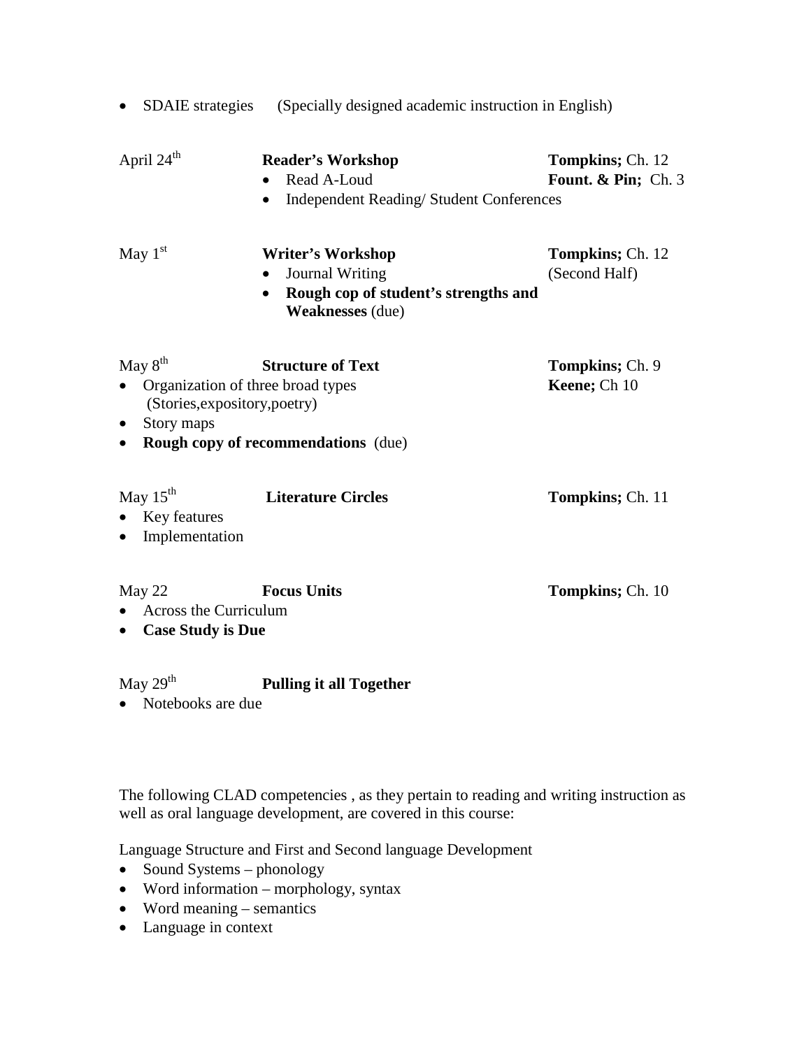- SDAIE strategies (Specially designed academic instruction in English)

| Date | Topic | Reading |
|---|---|---|
| April 24th | **Reader's Workshop**<br>• Read A-Loud<br>• Independent Reading/ Student Conferences | **Tompkins;** Ch. 12<br>**Fount. & Pin;** Ch. 3 |
| May 1st | **Writer's Workshop**<br>• Journal Writing<br>• **Rough cop of student's strengths and Weaknesses** (due) | **Tompkins;** Ch. 12 (Second Half) |
| May 8th | **Structure of Text**<br>• Organization of three broad types (Stories,expository,poetry)<br>• Story maps<br>• **Rough copy of recommendations** (due) | **Tompkins;** Ch. 9<br>**Keene;** Ch 10 |
| May 15th | **Literature Circles**<br>• Key features<br>• Implementation | **Tompkins;** Ch. 11 |
| May 22 | **Focus Units**<br>• Across the Curriculum<br>• **Case Study is Due** | **Tompkins;** Ch. 10 |
| May 29th | **Pulling it all Together**<br>• Notebooks are due | |

The following CLAD competencies , as they pertain to reading and writing instruction as well as oral language development, are covered in this course:

Language Structure and First and Second language Development

- Sound Systems – phonology
- Word information – morphology, syntax
- Word meaning – semantics
- Language in context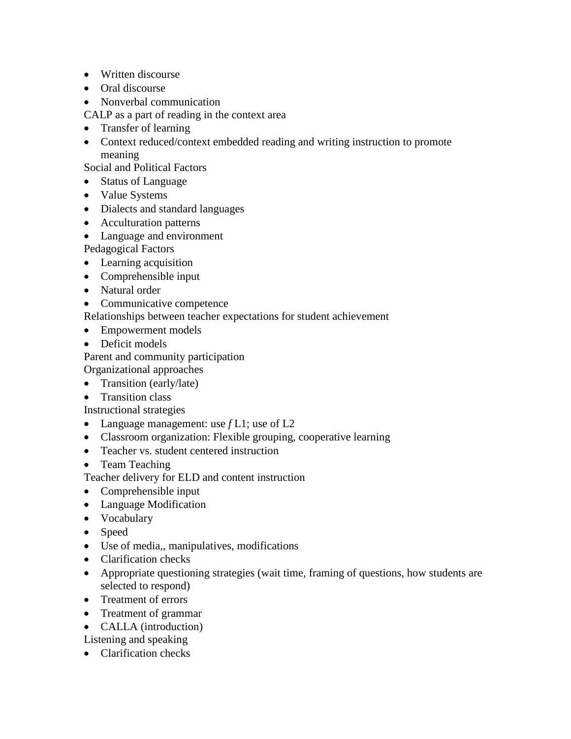- Written discourse
- Oral discourse
- Nonverbal communication

CALP as a part of reading in the context area

- Transfer of learning
- Context reduced/context embedded reading and writing instruction to promote meaning

Social and Political Factors

- Status of Language
- Value Systems
- Dialects and standard languages
- Acculturation patterns
- Language and environment

Pedagogical Factors

- Learning acquisition
- Comprehensible input
- Natural order
- Communicative competence

Relationships between teacher expectations for student achievement

- Empowerment models
- Deficit models

Parent and community participation

Organizational approaches

- Transition (early/late)
- Transition class

Instructional strategies

- Language management: use *f* L1; use of L2
- Classroom organization: Flexible grouping, cooperative learning
- Teacher vs. student centered instruction
- Team Teaching

Teacher delivery for ELD and content instruction

- Comprehensible input
- Language Modification
- Vocabulary
- Speed
- Use of media,, manipulatives, modifications
- Clarification checks
- Appropriate questioning strategies (wait time, framing of questions, how students are selected to respond)
- Treatment of errors
- Treatment of grammar
- CALLA (introduction)

Listening and speaking

- Clarification checks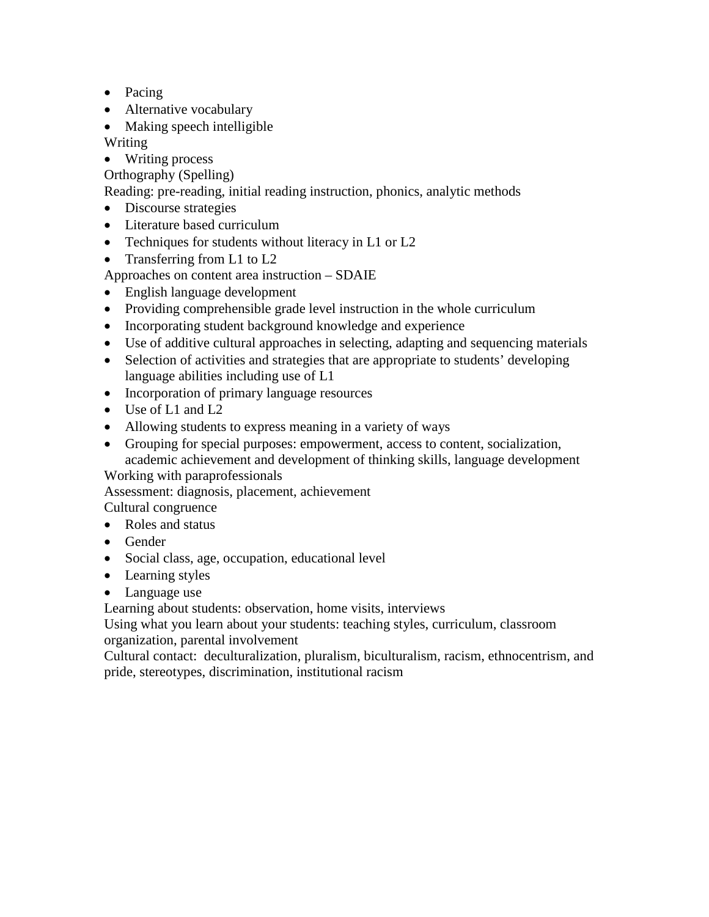- Pacing
- Alternative vocabulary
- Making speech intelligible

Writing

- Writing process

Orthography (Spelling)

Reading: pre-reading, initial reading instruction, phonics, analytic methods

- Discourse strategies
- Literature based curriculum
- Techniques for students without literacy in L1 or L2
- Transferring from L1 to L2

Approaches on content area instruction – SDAIE

- English language development
- Providing comprehensible grade level instruction in the whole curriculum
- Incorporating student background knowledge and experience
- Use of additive cultural approaches in selecting, adapting and sequencing materials
- Selection of activities and strategies that are appropriate to students' developing language abilities including use of L1
- Incorporation of primary language resources
- Use of L1 and L2
- Allowing students to express meaning in a variety of ways
- Grouping for special purposes: empowerment, access to content, socialization, academic achievement and development of thinking skills, language development

Working with paraprofessionals

Assessment: diagnosis, placement, achievement

Cultural congruence

- Roles and status
- Gender
- Social class, age, occupation, educational level
- Learning styles
- Language use

Learning about students: observation, home visits, interviews

Using what you learn about your students: teaching styles, curriculum, classroom organization, parental involvement

Cultural contact: deculturalization, pluralism, biculturalism, racism, ethnocentrism, and pride, stereotypes, discrimination, institutional racism